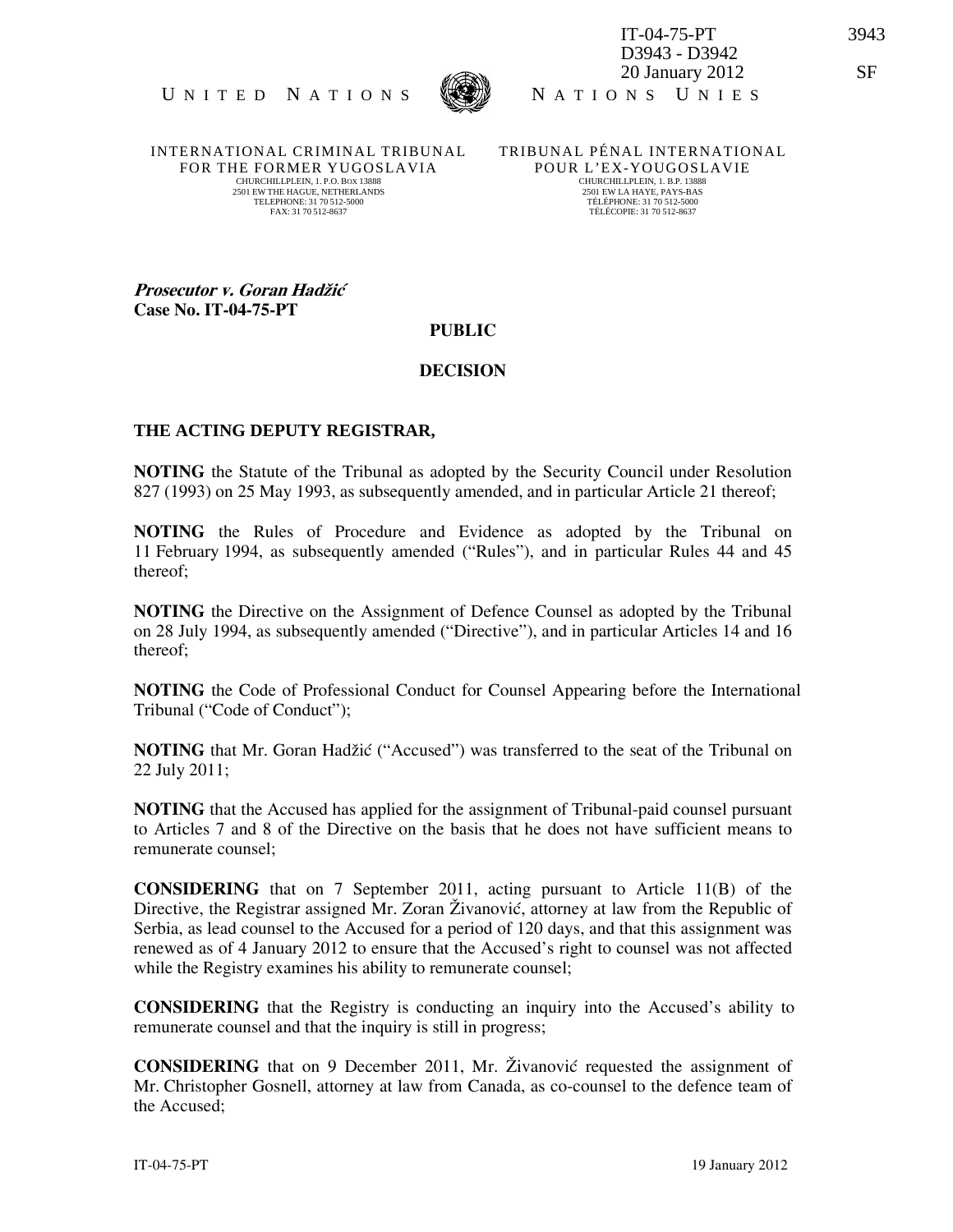IT-04-75-PT
D3943 - D3942
20 January 2012

UNITED NATIONS — NATIONS UNIES

INTERNATIONAL CRIMINAL TRIBUNAL FOR THE FORMER YUGOSLAVIA
CHURCHILLPLEIN, 1. P.O. BOX 13888
2501 EW THE HAGUE, NETHERLANDS
TELEPHONE: 31 70 512-5000
FAX: 31 70 512-8637

TRIBUNAL PÉNAL INTERNATIONAL POUR L'EX-YOUGOSLAVIE
CHURCHILLPLEIN, 1. B.P. 13888
2501 EW LA HAYE, PAYS-BAS
TÉLÉPHONE: 31 70 512-5000
TÉLÉCOPIE: 31 70 512-8637

***Prosecutor v. Goran Hadžić***
**Case No. IT-04-75-PT**

**PUBLIC**

**DECISION**

**THE ACTING DEPUTY REGISTRAR,**

**NOTING** the Statute of the Tribunal as adopted by the Security Council under Resolution 827 (1993) on 25 May 1993, as subsequently amended, and in particular Article 21 thereof;

**NOTING** the Rules of Procedure and Evidence as adopted by the Tribunal on 11 February 1994, as subsequently amended ("Rules"), and in particular Rules 44 and 45 thereof;

**NOTING** the Directive on the Assignment of Defence Counsel as adopted by the Tribunal on 28 July 1994, as subsequently amended ("Directive"), and in particular Articles 14 and 16 thereof;

**NOTING** the Code of Professional Conduct for Counsel Appearing before the International Tribunal ("Code of Conduct");

**NOTING** that Mr. Goran Hadžić ("Accused") was transferred to the seat of the Tribunal on 22 July 2011;

**NOTING** that the Accused has applied for the assignment of Tribunal-paid counsel pursuant to Articles 7 and 8 of the Directive on the basis that he does not have sufficient means to remunerate counsel;

**CONSIDERING** that on 7 September 2011, acting pursuant to Article 11(B) of the Directive, the Registrar assigned Mr. Zoran Živanović, attorney at law from the Republic of Serbia, as lead counsel to the Accused for a period of 120 days, and that this assignment was renewed as of 4 January 2012 to ensure that the Accused's right to counsel was not affected while the Registry examines his ability to remunerate counsel;

**CONSIDERING** that the Registry is conducting an inquiry into the Accused's ability to remunerate counsel and that the inquiry is still in progress;

**CONSIDERING** that on 9 December 2011, Mr. Živanović requested the assignment of Mr. Christopher Gosnell, attorney at law from Canada, as co-counsel to the defence team of the Accused;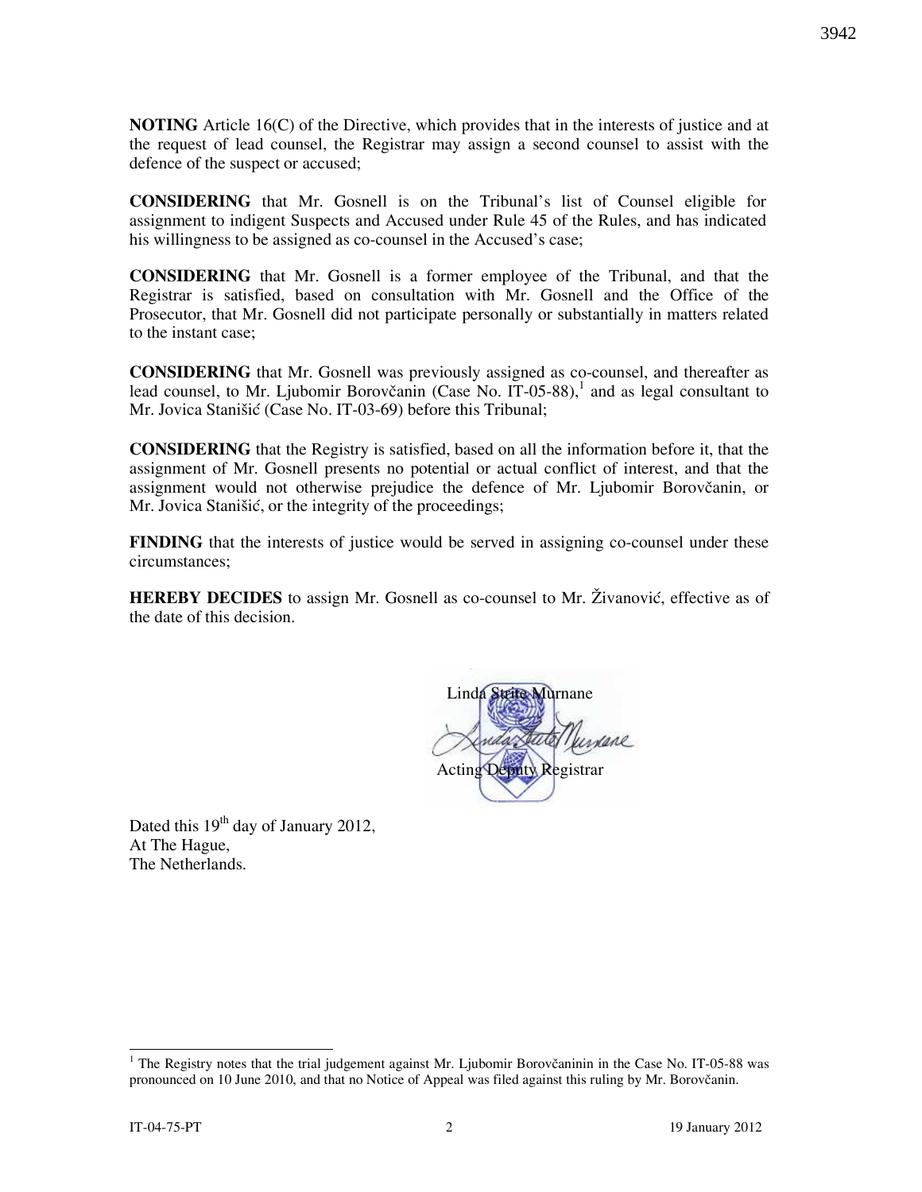**NOTING** Article 16(C) of the Directive, which provides that in the interests of justice and at the request of lead counsel, the Registrar may assign a second counsel to assist with the defence of the suspect or accused;

**CONSIDERING** that Mr. Gosnell is on the Tribunal's list of Counsel eligible for assignment to indigent Suspects and Accused under Rule 45 of the Rules, and has indicated his willingness to be assigned as co-counsel in the Accused's case;

**CONSIDERING** that Mr. Gosnell is a former employee of the Tribunal, and that the Registrar is satisfied, based on consultation with Mr. Gosnell and the Office of the Prosecutor, that Mr. Gosnell did not participate personally or substantially in matters related to the instant case;

**CONSIDERING** that Mr. Gosnell was previously assigned as co-counsel, and thereafter as lead counsel, to Mr. Ljubomir Borovčanin (Case No. IT-05-88),[1] and as legal consultant to Mr. Jovica Stanišić (Case No. IT-03-69) before this Tribunal;

**CONSIDERING** that the Registry is satisfied, based on all the information before it, that the assignment of Mr. Gosnell presents no potential or actual conflict of interest, and that the assignment would not otherwise prejudice the defence of Mr. Ljubomir Borovčanin, or Mr. Jovica Stanišić, or the integrity of the proceedings;

**FINDING** that the interests of justice would be served in assigning co-counsel under these circumstances;

**HEREBY DECIDES** to assign Mr. Gosnell as co-counsel to Mr. Živanović, effective as of the date of this decision.

Linda Strite Murnane

Acting Deputy Registrar

Dated this 19th day of January 2012,
At The Hague,
The Netherlands.

---

[1] The Registry notes that the trial judgement against Mr. Ljubomir Borovčaninin in the Case No. IT-05-88 was pronounced on 10 June 2010, and that no Notice of Appeal was filed against this ruling by Mr. Borovčanin.